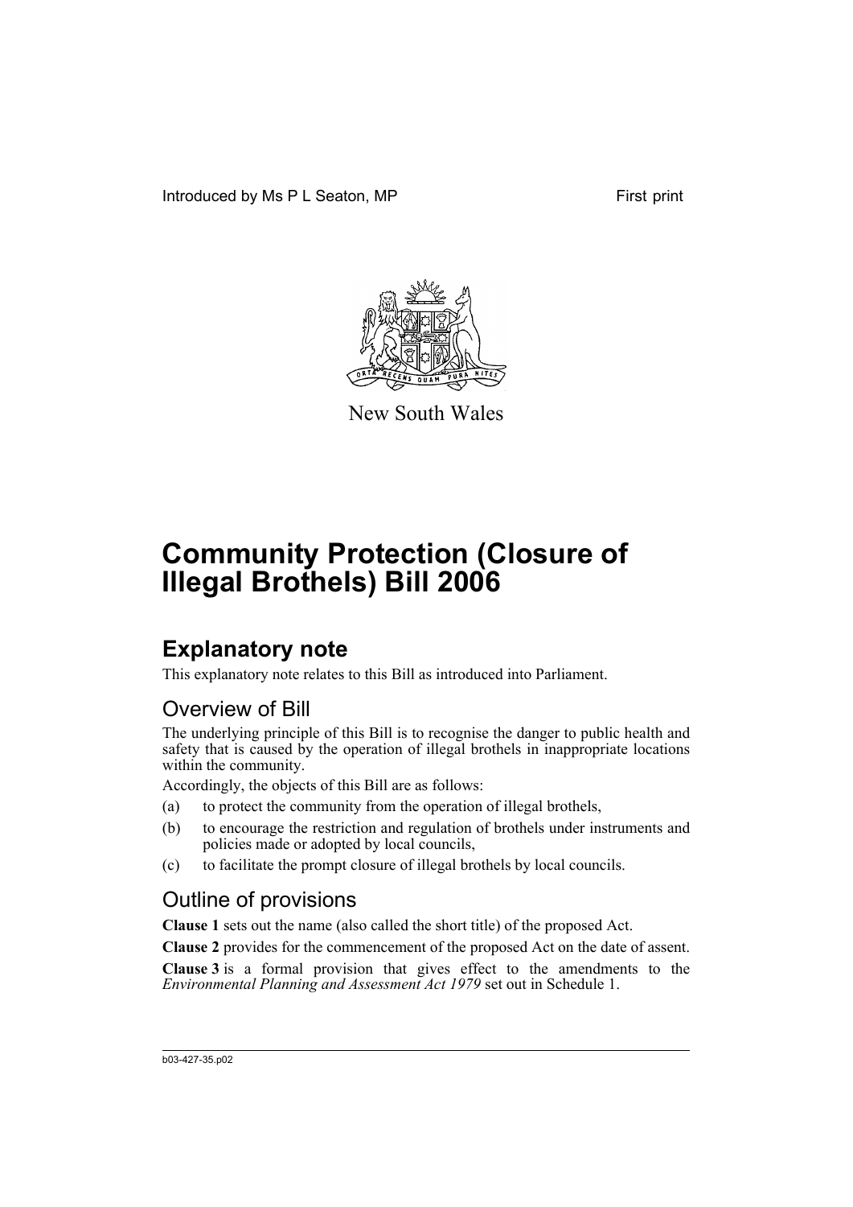Introduced by Ms P L Seaton, MP First print

New South Wales

# Community Protection (Closure of Illegal Brothels) Bill 2006

## Explanatory note

This explanatory note relates to this Bill as introduced into Parliament.

### Overview of Bill

The underlying principle of this Bill is to recognise the danger to public health and safety that is caused by the operation of illegal brothels in inappropriate locations within the community.

Accordingly, the objects of this Bill are as follows:

(a) to protect the community from the operation of illegal brothels,

(b) to encourage the restriction and regulation of brothels under instruments and policies made or adopted by local councils,

(c) to facilitate the prompt closure of illegal brothels by local councils.

### Outline of provisions

**Clause 1** sets out the name (also called the short title) of the proposed Act.

**Clause 2** provides for the commencement of the proposed Act on the date of assent.

**Clause 3** is a formal provision that gives effect to the amendments to the *Environmental Planning and Assessment Act 1979* set out in Schedule 1.

b03-427-35.p02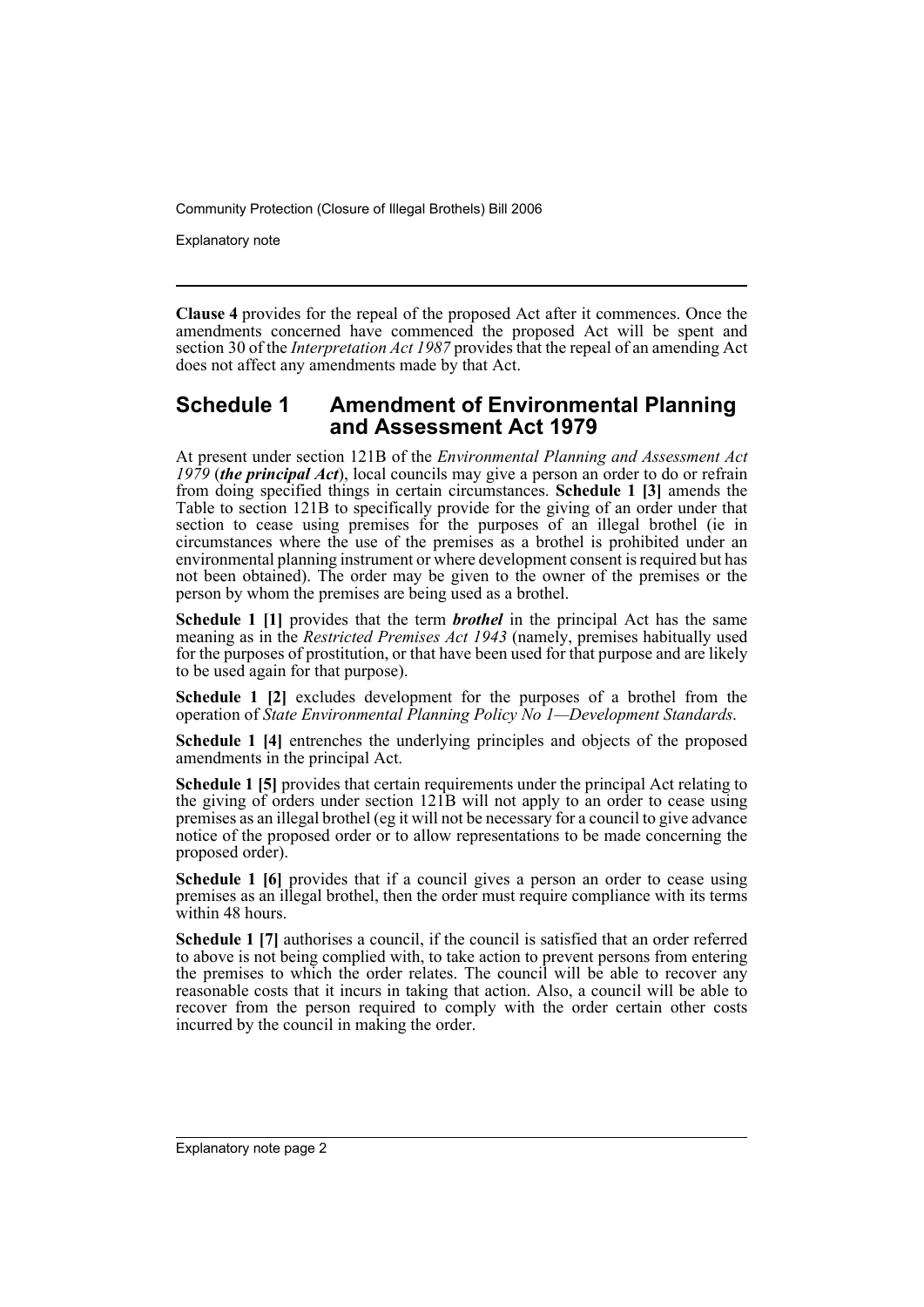**Clause 4** provides for the repeal of the proposed Act after it commences. Once the amendments concerned have commenced the proposed Act will be spent and section 30 of the *Interpretation Act 1987* provides that the repeal of an amending Act does not affect any amendments made by that Act.

## Schedule 1 Amendment of Environmental Planning and Assessment Act 1979

At present under section 121B of the *Environmental Planning and Assessment Act 1979* (***the principal Act***), local councils may give a person an order to do or refrain from doing specified things in certain circumstances. **Schedule 1 [3]** amends the Table to section 121B to specifically provide for the giving of an order under that section to cease using premises for the purposes of an illegal brothel (ie in circumstances where the use of the premises as a brothel is prohibited under an environmental planning instrument or where development consent is required but has not been obtained). The order may be given to the owner of the premises or the person by whom the premises are being used as a brothel.

**Schedule 1 [1]** provides that the term ***brothel*** in the principal Act has the same meaning as in the *Restricted Premises Act 1943* (namely, premises habitually used for the purposes of prostitution, or that have been used for that purpose and are likely to be used again for that purpose).

**Schedule 1 [2]** excludes development for the purposes of a brothel from the operation of *State Environmental Planning Policy No 1—Development Standards*.

**Schedule 1 [4]** entrenches the underlying principles and objects of the proposed amendments in the principal Act.

**Schedule 1 [5]** provides that certain requirements under the principal Act relating to the giving of orders under section 121B will not apply to an order to cease using premises as an illegal brothel (eg it will not be necessary for a council to give advance notice of the proposed order or to allow representations to be made concerning the proposed order).

**Schedule 1 [6]** provides that if a council gives a person an order to cease using premises as an illegal brothel, then the order must require compliance with its terms within 48 hours.

**Schedule 1 [7]** authorises a council, if the council is satisfied that an order referred to above is not being complied with, to take action to prevent persons from entering the premises to which the order relates. The council will be able to recover any reasonable costs that it incurs in taking that action. Also, a council will be able to recover from the person required to comply with the order certain other costs incurred by the council in making the order.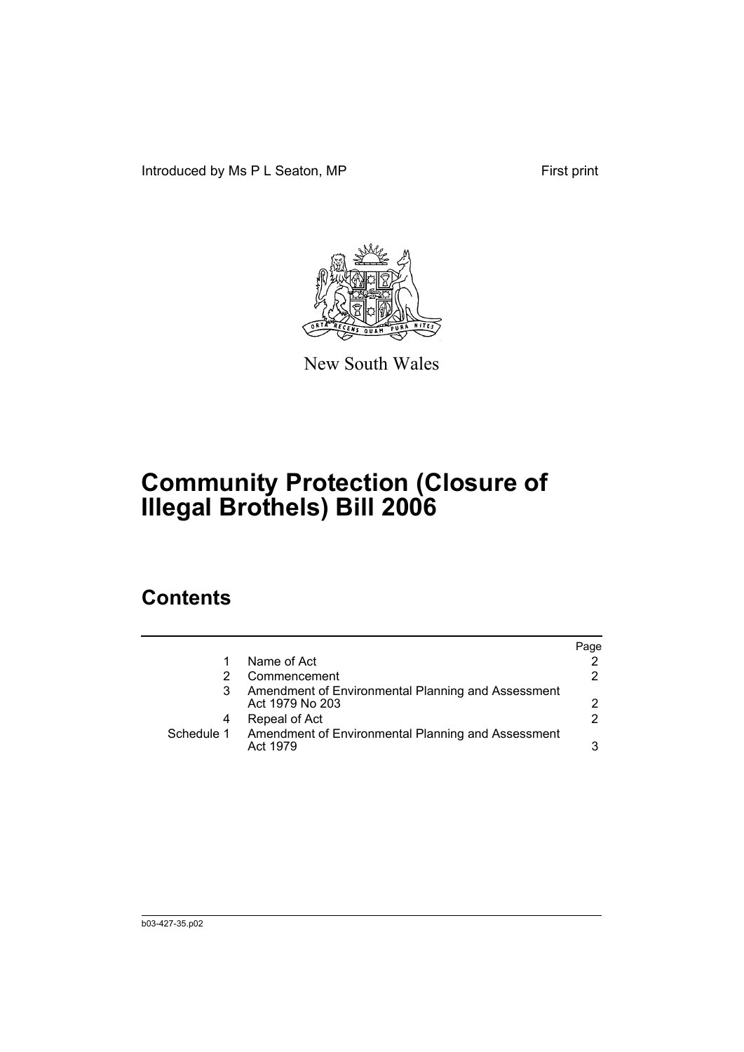Introduced by Ms P L Seaton, MP First print

New South Wales

# Community Protection (Closure of Illegal Brothels) Bill 2006

## Contents

| | | Page |
|---|---|---|
| 1 | Name of Act | 2 |
| 2 | Commencement | 2 |
| 3 | Amendment of Environmental Planning and Assessment Act 1979 No 203 | 2 |
| 4 | Repeal of Act | 2 |
| Schedule 1 | Amendment of Environmental Planning and Assessment Act 1979 | 3 |

b03-427-35.p02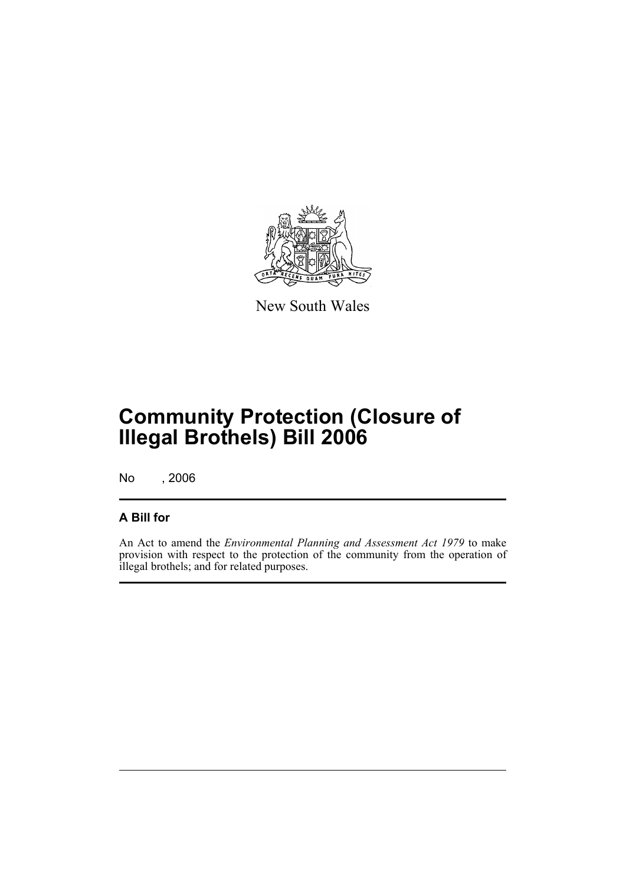New South Wales

# Community Protection (Closure of Illegal Brothels) Bill 2006

No , 2006

## A Bill for

An Act to amend the *Environmental Planning and Assessment Act 1979* to make provision with respect to the protection of the community from the operation of illegal brothels; and for related purposes.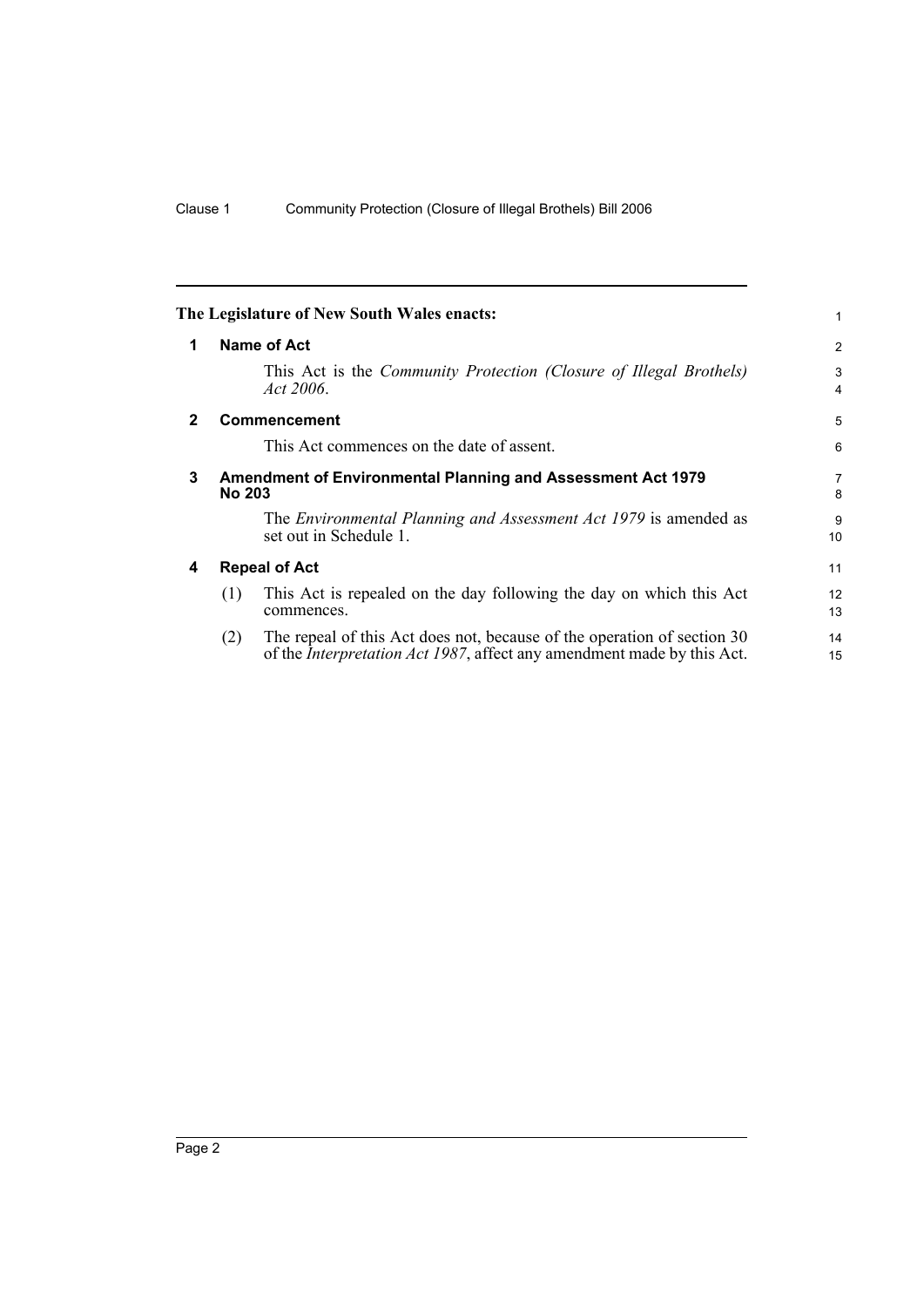**The Legislature of New South Wales enacts:**

## 1 Name of Act

This Act is the *Community Protection (Closure of Illegal Brothels) Act 2006*.

## 2 Commencement

This Act commences on the date of assent.

## 3 Amendment of Environmental Planning and Assessment Act 1979 No 203

The *Environmental Planning and Assessment Act 1979* is amended as set out in Schedule 1.

## 4 Repeal of Act

(1) This Act is repealed on the day following the day on which this Act commences.

(2) The repeal of this Act does not, because of the operation of section 30 of the *Interpretation Act 1987*, affect any amendment made by this Act.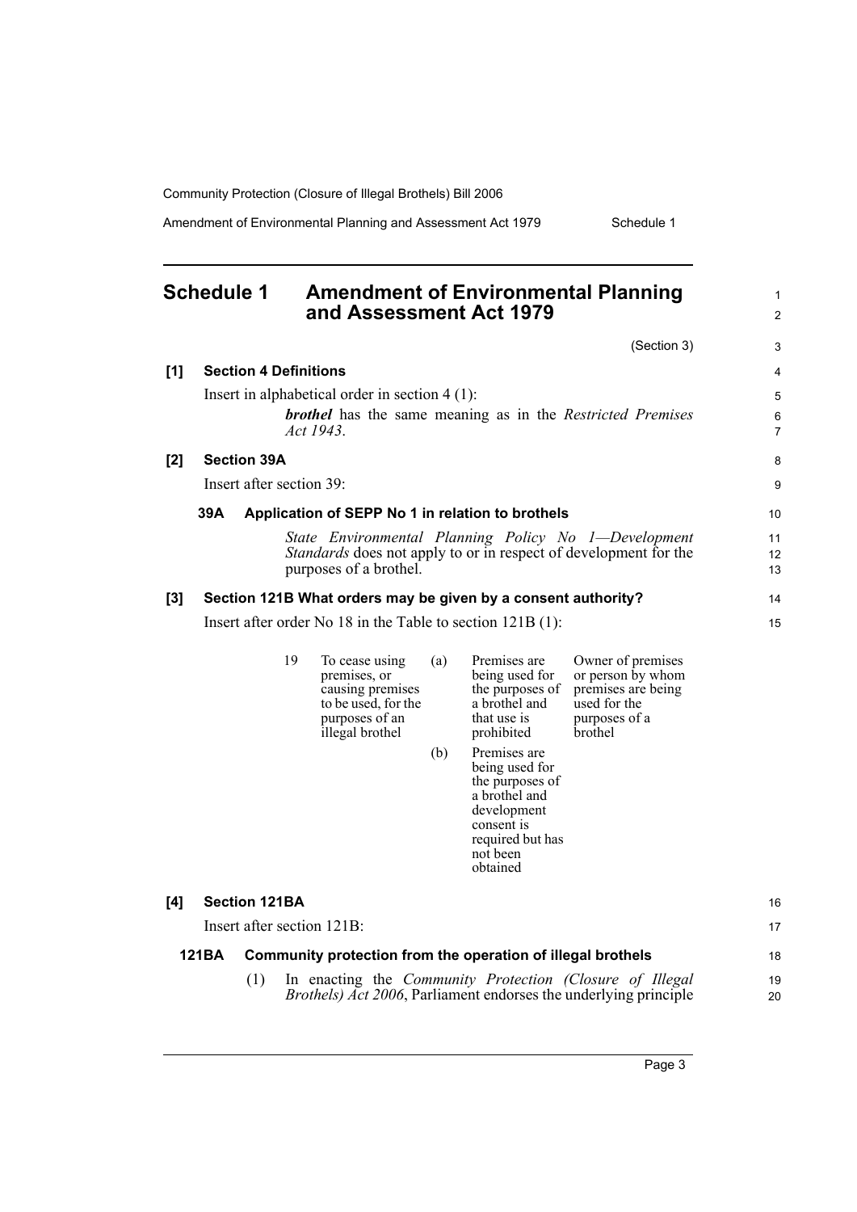## Schedule 1 Amendment of Environmental Planning and Assessment Act 1979

(Section 3)

**[1] Section 4 Definitions**

Insert in alphabetical order in section 4 (1):

> ***brothel*** has the same meaning as in the *Restricted Premises Act 1943*.

**[2] Section 39A**

Insert after section 39:

**39A Application of SEPP No 1 in relation to brothels**

> *State Environmental Planning Policy No 1—Development Standards* does not apply to or in respect of development for the purposes of a brothel.

**[3] Section 121B What orders may be given by a consent authority?**

Insert after order No 18 in the Table to section 121B (1):

| | | | | |
|---|---|---|---|---|
| 19 | To cease using premises, or causing premises to be used, for the purposes of an illegal brothel | (a) | Premises are being used for the purposes of a brothel and that use is prohibited | Owner of premises or person by whom premises are being used for the purposes of a brothel |
| | | (b) | Premises are being used for the purposes of a brothel and development consent is required but has not been obtained | |

**[4] Section 121BA**

Insert after section 121B:

**121BA Community protection from the operation of illegal brothels**

(1) In enacting the *Community Protection (Closure of Illegal Brothels) Act 2006*, Parliament endorses the underlying principle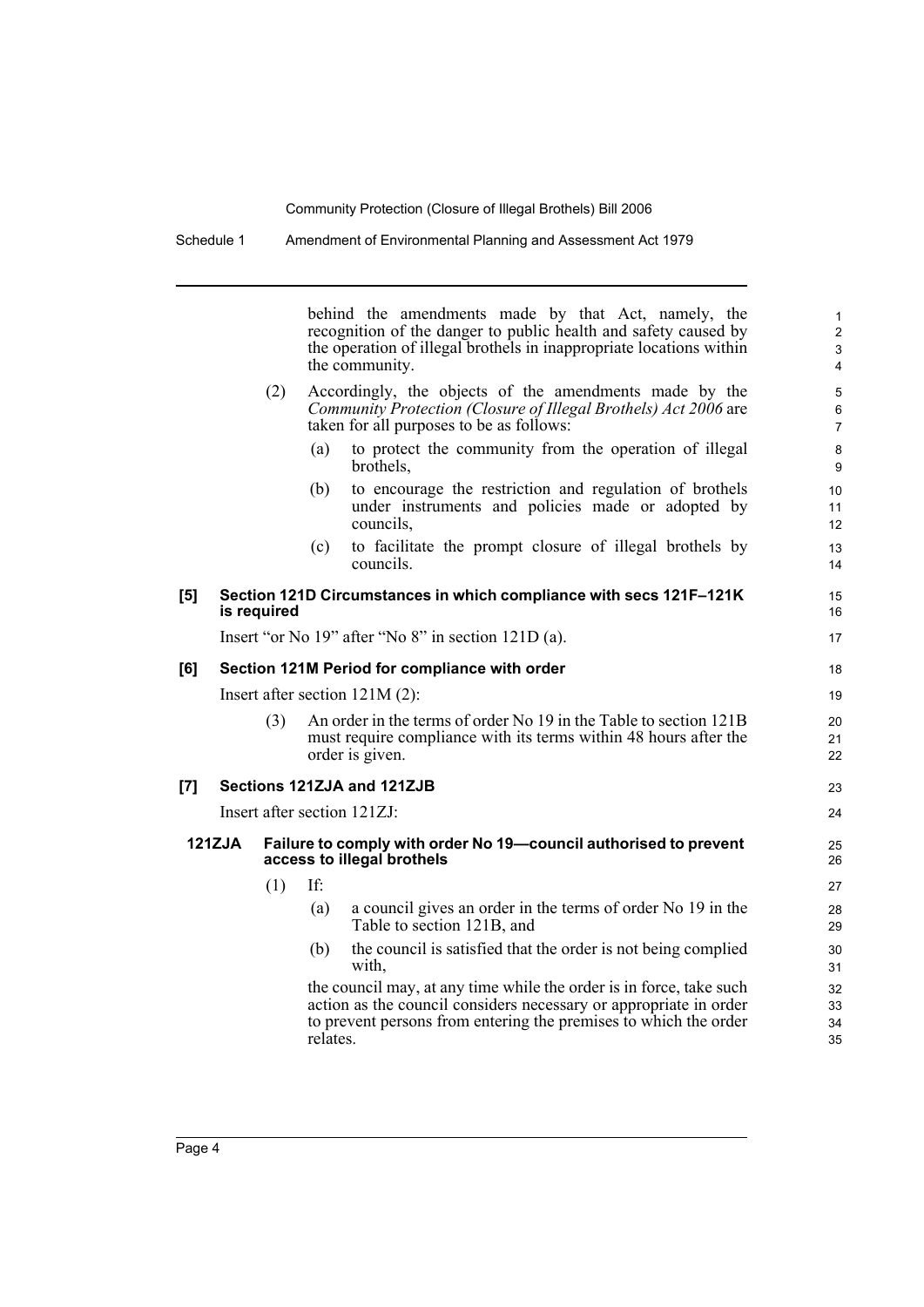behind the amendments made by that Act, namely, the recognition of the danger to public health and safety caused by the operation of illegal brothels in inappropriate locations within the community.

(2) Accordingly, the objects of the amendments made by the *Community Protection (Closure of Illegal Brothels) Act 2006* are taken for all purposes to be as follows:

(a) to protect the community from the operation of illegal brothels,

(b) to encourage the restriction and regulation of brothels under instruments and policies made or adopted by councils,

(c) to facilitate the prompt closure of illegal brothels by councils.

**[5] Section 121D Circumstances in which compliance with secs 121F–121K is required**

Insert "or No 19" after "No 8" in section 121D (a).

**[6] Section 121M Period for compliance with order**

Insert after section 121M (2):

(3) An order in the terms of order No 19 in the Table to section 121B must require compliance with its terms within 48 hours after the order is given.

**[7] Sections 121ZJA and 121ZJB**

Insert after section 121ZJ:

**121ZJA Failure to comply with order No 19—council authorised to prevent access to illegal brothels**

(1) If:

(a) a council gives an order in the terms of order No 19 in the Table to section 121B, and

(b) the council is satisfied that the order is not being complied with,

the council may, at any time while the order is in force, take such action as the council considers necessary or appropriate in order to prevent persons from entering the premises to which the order relates.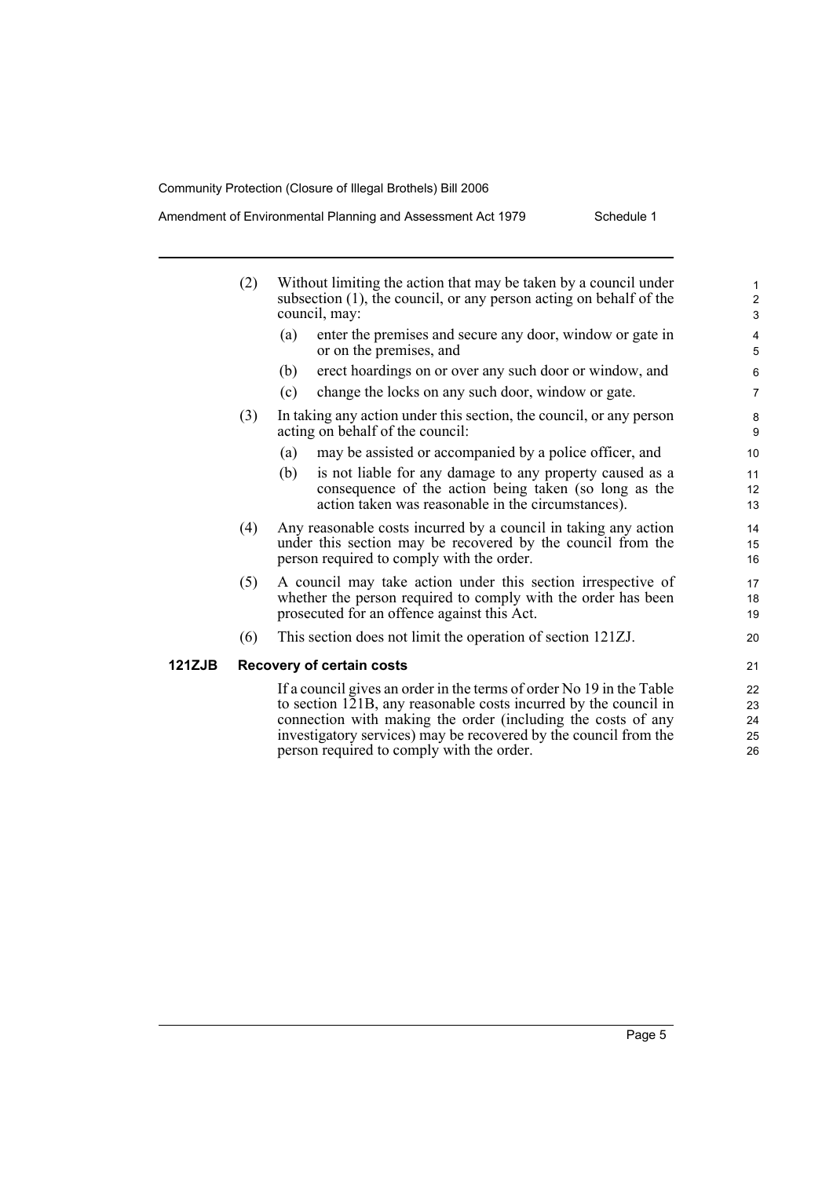(2) Without limiting the action that may be taken by a council under subsection (1), the council, or any person acting on behalf of the council, may:

(a) enter the premises and secure any door, window or gate in or on the premises, and

(b) erect hoardings on or over any such door or window, and

(c) change the locks on any such door, window or gate.

(3) In taking any action under this section, the council, or any person acting on behalf of the council:

(a) may be assisted or accompanied by a police officer, and

(b) is not liable for any damage to any property caused as a consequence of the action being taken (so long as the action taken was reasonable in the circumstances).

(4) Any reasonable costs incurred by a council in taking any action under this section may be recovered by the council from the person required to comply with the order.

(5) A council may take action under this section irrespective of whether the person required to comply with the order has been prosecuted for an offence against this Act.

(6) This section does not limit the operation of section 121ZJ.

**121ZJB Recovery of certain costs**

If a council gives an order in the terms of order No 19 in the Table to section 121B, any reasonable costs incurred by the council in connection with making the order (including the costs of any investigatory services) may be recovered by the council from the person required to comply with the order.